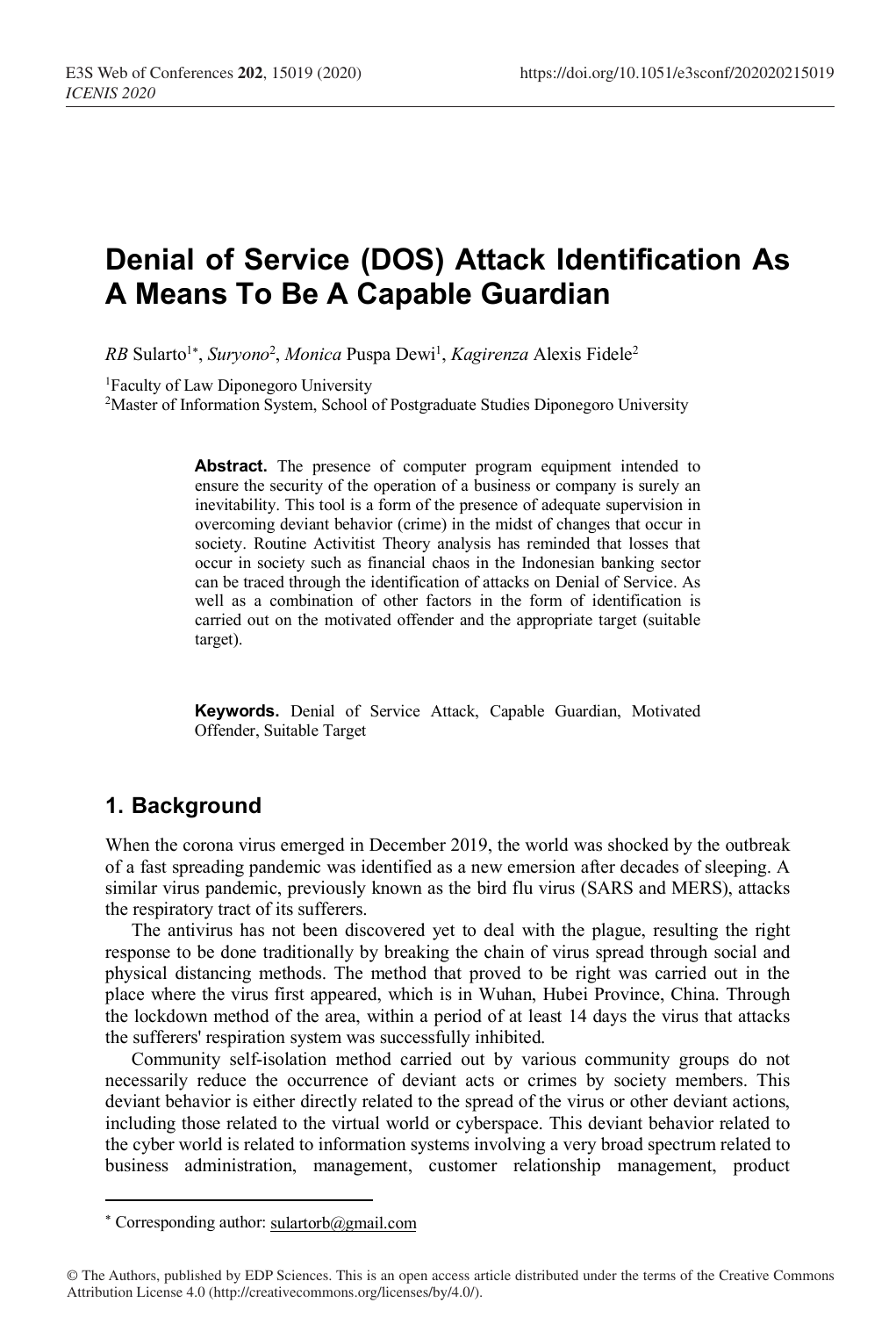# Denial of Service (DOS) Attack Identification As A Means To Be A Capable Guardian

*RB* Sularto[1*], *Suryono*[2], *Monica* Puspa Dewi[1], *Kagirenza* Alexis Fidele[2]

[1]Faculty of Law Diponegoro University

[2]Master of Information System, School of Postgraduate Studies Diponegoro University

**Abstract.** The presence of computer program equipment intended to ensure the security of the operation of a business or company is surely an inevitability. This tool is a form of the presence of adequate supervision in overcoming deviant behavior (crime) in the midst of changes that occur in society. Routine Activitist Theory analysis has reminded that losses that occur in society such as financial chaos in the Indonesian banking sector can be traced through the identification of attacks on Denial of Service. As well as a combination of other factors in the form of identification is carried out on the motivated offender and the appropriate target (suitable target).

**Keywords.** Denial of Service Attack, Capable Guardian, Motivated Offender, Suitable Target

## 1. Background

When the corona virus emerged in December 2019, the world was shocked by the outbreak of a fast spreading pandemic was identified as a new emersion after decades of sleeping. A similar virus pandemic, previously known as the bird flu virus (SARS and MERS), attacks the respiratory tract of its sufferers.

The antivirus has not been discovered yet to deal with the plague, resulting the right response to be done traditionally by breaking the chain of virus spread through social and physical distancing methods. The method that proved to be right was carried out in the place where the virus first appeared, which is in Wuhan, Hubei Province, China. Through the lockdown method of the area, within a period of at least 14 days the virus that attacks the sufferers' respiration system was successfully inhibited.

Community self-isolation method carried out by various community groups do not necessarily reduce the occurrence of deviant acts or crimes by society members. This deviant behavior is either directly related to the spread of the virus or other deviant actions, including those related to the virtual world or cyberspace. This deviant behavior related to the cyber world is related to information systems involving a very broad spectrum related to business administration, management, customer relationship management, product

[*] Corresponding author: sulartorb@gmail.com

© The Authors, published by EDP Sciences. This is an open access article distributed under the terms of the Creative Commons Attribution License 4.0 (http://creativecommons.org/licenses/by/4.0/).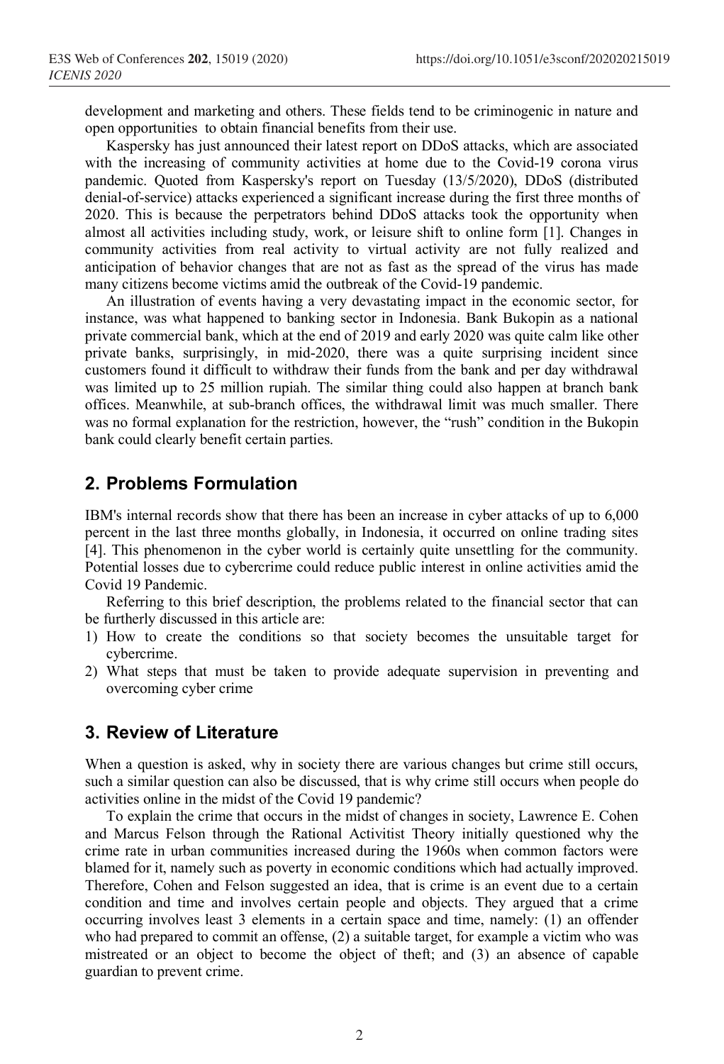development and marketing and others. These fields tend to be criminogenic in nature and open opportunities to obtain financial benefits from their use.

Kaspersky has just announced their latest report on DDoS attacks, which are associated with the increasing of community activities at home due to the Covid-19 corona virus pandemic. Quoted from Kaspersky's report on Tuesday (13/5/2020), DDoS (distributed denial-of-service) attacks experienced a significant increase during the first three months of 2020. This is because the perpetrators behind DDoS attacks took the opportunity when almost all activities including study, work, or leisure shift to online form [1]. Changes in community activities from real activity to virtual activity are not fully realized and anticipation of behavior changes that are not as fast as the spread of the virus has made many citizens become victims amid the outbreak of the Covid-19 pandemic.

An illustration of events having a very devastating impact in the economic sector, for instance, was what happened to banking sector in Indonesia. Bank Bukopin as a national private commercial bank, which at the end of 2019 and early 2020 was quite calm like other private banks, surprisingly, in mid-2020, there was a quite surprising incident since customers found it difficult to withdraw their funds from the bank and per day withdrawal was limited up to 25 million rupiah. The similar thing could also happen at branch bank offices. Meanwhile, at sub-branch offices, the withdrawal limit was much smaller. There was no formal explanation for the restriction, however, the "rush" condition in the Bukopin bank could clearly benefit certain parties.

## 2. Problems Formulation

IBM's internal records show that there has been an increase in cyber attacks of up to 6,000 percent in the last three months globally, in Indonesia, it occurred on online trading sites [4]. This phenomenon in the cyber world is certainly quite unsettling for the community. Potential losses due to cybercrime could reduce public interest in online activities amid the Covid 19 Pandemic.

Referring to this brief description, the problems related to the financial sector that can be furtherly discussed in this article are:

1) How to create the conditions so that society becomes the unsuitable target for cybercrime.
2) What steps that must be taken to provide adequate supervision in preventing and overcoming cyber crime

## 3. Review of Literature

When a question is asked, why in society there are various changes but crime still occurs, such a similar question can also be discussed, that is why crime still occurs when people do activities online in the midst of the Covid 19 pandemic?

To explain the crime that occurs in the midst of changes in society, Lawrence E. Cohen and Marcus Felson through the Rational Activitist Theory initially questioned why the crime rate in urban communities increased during the 1960s when common factors were blamed for it, namely such as poverty in economic conditions which had actually improved. Therefore, Cohen and Felson suggested an idea, that is crime is an event due to a certain condition and time and involves certain people and objects. They argued that a crime occurring involves least 3 elements in a certain space and time, namely: (1) an offender who had prepared to commit an offense, (2) a suitable target, for example a victim who was mistreated or an object to become the object of theft; and (3) an absence of capable guardian to prevent crime.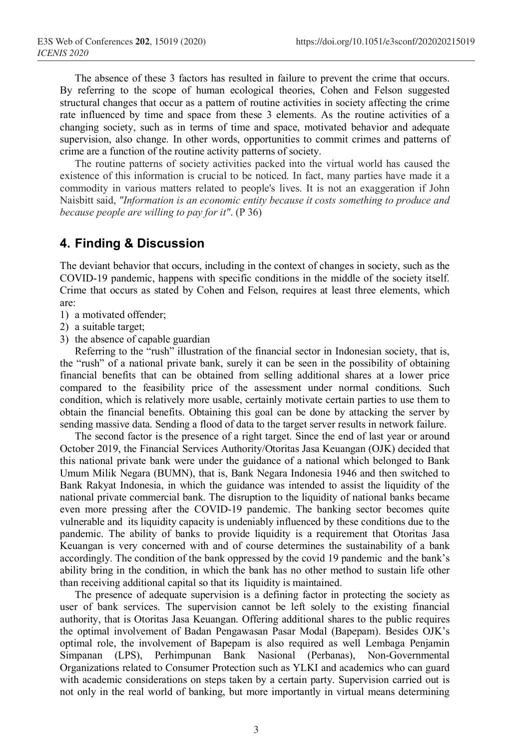The absence of these 3 factors has resulted in failure to prevent the crime that occurs. By referring to the scope of human ecological theories, Cohen and Felson suggested structural changes that occur as a pattern of routine activities in society affecting the crime rate influenced by time and space from these 3 elements. As the routine activities of a changing society, such as in terms of time and space, motivated behavior and adequate supervision, also change. In other words, opportunities to commit crimes and patterns of crime are a function of the routine activity patterns of society.

The routine patterns of society activities packed into the virtual world has caused the existence of this information is crucial to be noticed. In fact, many parties have made it a commodity in various matters related to people's lives. It is not an exaggeration if John Naisbitt said, *"Information is an economic entity because it costs something to produce and because people are willing to pay for it"*. (P 36)

## 4. Finding & Discussion

The deviant behavior that occurs, including in the context of changes in society, such as the COVID-19 pandemic, happens with specific conditions in the middle of the society itself. Crime that occurs as stated by Cohen and Felson, requires at least three elements, which are:

1) a motivated offender;
2) a suitable target;
3) the absence of capable guardian

Referring to the "rush" illustration of the financial sector in Indonesian society, that is, the "rush" of a national private bank, surely it can be seen in the possibility of obtaining financial benefits that can be obtained from selling additional shares at a lower price compared to the feasibility price of the assessment under normal conditions. Such condition, which is relatively more usable, certainly motivate certain parties to use them to obtain the financial benefits. Obtaining this goal can be done by attacking the server by sending massive data. Sending a flood of data to the target server results in network failure.

The second factor is the presence of a right target. Since the end of last year or around October 2019, the Financial Services Authority/Otoritas Jasa Keuangan (OJK) decided that this national private bank were under the guidance of a national which belonged to Bank Umum Milik Negara (BUMN), that is, Bank Negara Indonesia 1946 and then switched to Bank Rakyat Indonesia, in which the guidance was intended to assist the liquidity of the national private commercial bank. The disruption to the liquidity of national banks became even more pressing after the COVID-19 pandemic. The banking sector becomes quite vulnerable and its liquidity capacity is undeniably influenced by these conditions due to the pandemic. The ability of banks to provide liquidity is a requirement that Otoritas Jasa Keuangan is very concerned with and of course determines the sustainability of a bank accordingly. The condition of the bank oppressed by the covid 19 pandemic and the bank's ability bring in the condition, in which the bank has no other method to sustain life other than receiving additional capital so that its liquidity is maintained.

The presence of adequate supervision is a defining factor in protecting the society as user of bank services. The supervision cannot be left solely to the existing financial authority, that is Otoritas Jasa Keuangan. Offering additional shares to the public requires the optimal involvement of Badan Pengawasan Pasar Modal (Bapepam). Besides OJK's optimal role, the involvement of Bapepam is also required as well Lembaga Penjamin Simpanan (LPS), Perhimpunan Bank Nasional (Perbanas), Non-Governmental Organizations related to Consumer Protection such as YLKI and academics who can guard with academic considerations on steps taken by a certain party. Supervision carried out is not only in the real world of banking, but more importantly in virtual means determining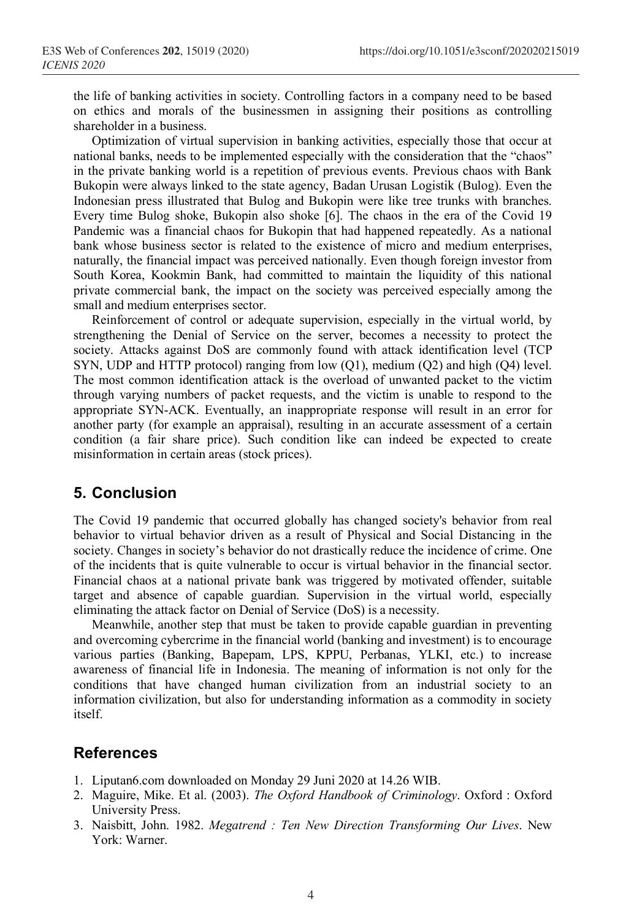the life of banking activities in society. Controlling factors in a company need to be based on ethics and morals of the businessmen in assigning their positions as controlling shareholder in a business.

Optimization of virtual supervision in banking activities, especially those that occur at national banks, needs to be implemented especially with the consideration that the "chaos" in the private banking world is a repetition of previous events. Previous chaos with Bank Bukopin were always linked to the state agency, Badan Urusan Logistik (Bulog). Even the Indonesian press illustrated that Bulog and Bukopin were like tree trunks with branches. Every time Bulog shoke, Bukopin also shoke [6]. The chaos in the era of the Covid 19 Pandemic was a financial chaos for Bukopin that had happened repeatedly. As a national bank whose business sector is related to the existence of micro and medium enterprises, naturally, the financial impact was perceived nationally. Even though foreign investor from South Korea, Kookmin Bank, had committed to maintain the liquidity of this national private commercial bank, the impact on the society was perceived especially among the small and medium enterprises sector.

Reinforcement of control or adequate supervision, especially in the virtual world, by strengthening the Denial of Service on the server, becomes a necessity to protect the society. Attacks against DoS are commonly found with attack identification level (TCP SYN, UDP and HTTP protocol) ranging from low (Q1), medium (Q2) and high (Q4) level. The most common identification attack is the overload of unwanted packet to the victim through varying numbers of packet requests, and the victim is unable to respond to the appropriate SYN-ACK. Eventually, an inappropriate response will result in an error for another party (for example an appraisal), resulting in an accurate assessment of a certain condition (a fair share price). Such condition like can indeed be expected to create misinformation in certain areas (stock prices).

## 5. Conclusion

The Covid 19 pandemic that occurred globally has changed society's behavior from real behavior to virtual behavior driven as a result of Physical and Social Distancing in the society. Changes in society's behavior do not drastically reduce the incidence of crime. One of the incidents that is quite vulnerable to occur is virtual behavior in the financial sector. Financial chaos at a national private bank was triggered by motivated offender, suitable target and absence of capable guardian. Supervision in the virtual world, especially eliminating the attack factor on Denial of Service (DoS) is a necessity.

Meanwhile, another step that must be taken to provide capable guardian in preventing and overcoming cybercrime in the financial world (banking and investment) is to encourage various parties (Banking, Bapepam, LPS, KPPU, Perbanas, YLKI, etc.) to increase awareness of financial life in Indonesia. The meaning of information is not only for the conditions that have changed human civilization from an industrial society to an information civilization, but also for understanding information as a commodity in society itself.

## References

1. Liputan6.com downloaded on Monday 29 Juni 2020 at 14.26 WIB.
2. Maguire, Mike. Et al. (2003). *The Oxford Handbook of Criminology*. Oxford : Oxford University Press.
3. Naisbitt, John. 1982. *Megatrend : Ten New Direction Transforming Our Lives*. New York: Warner.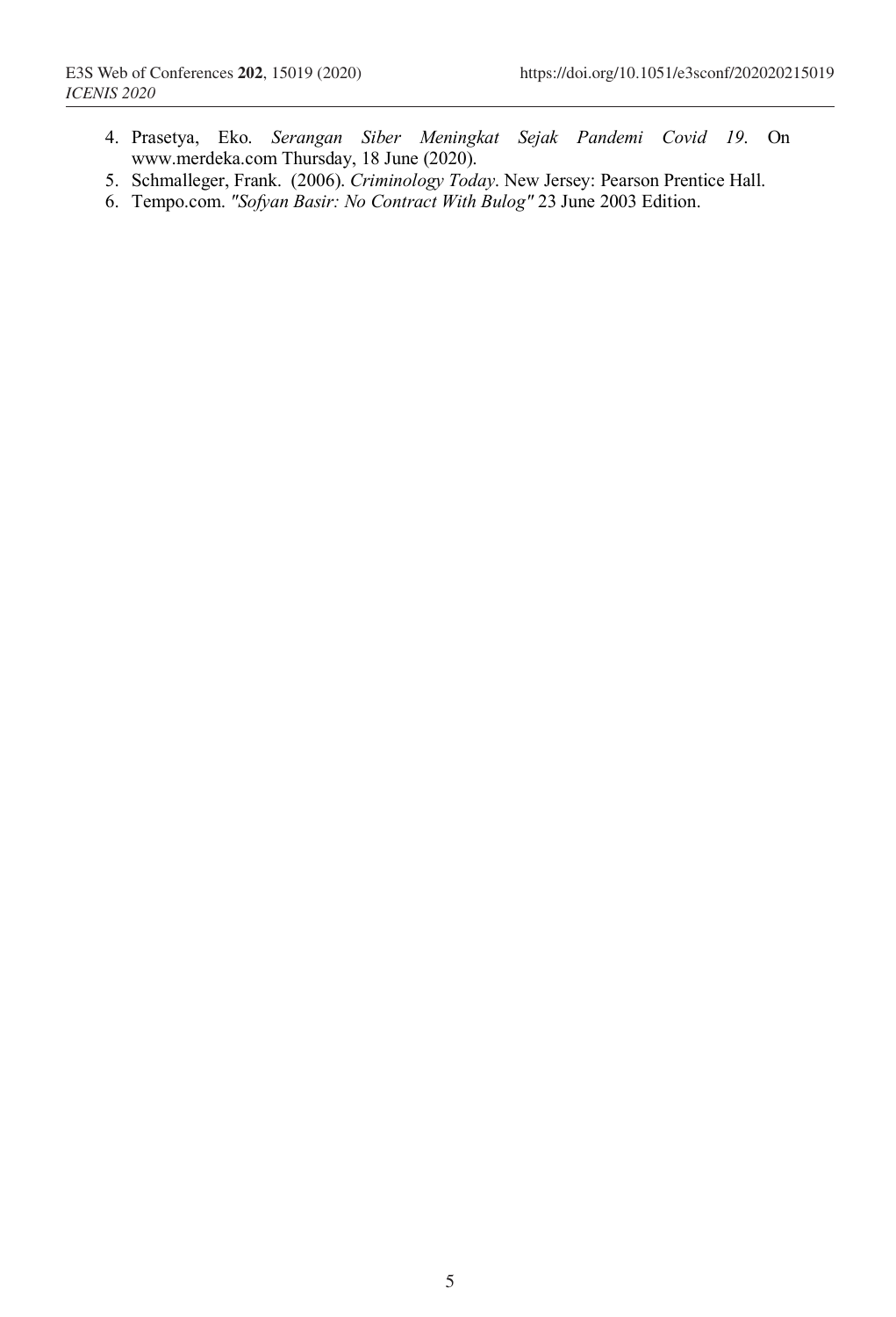4. Prasetya, Eko. *Serangan Siber Meningkat Sejak Pandemi Covid 19*. On www.merdeka.com Thursday, 18 June (2020).
5. Schmalleger, Frank. (2006). *Criminology Today*. New Jersey: Pearson Prentice Hall.
6. Tempo.com. *"Sofyan Basir: No Contract With Bulog"* 23 June 2003 Edition.